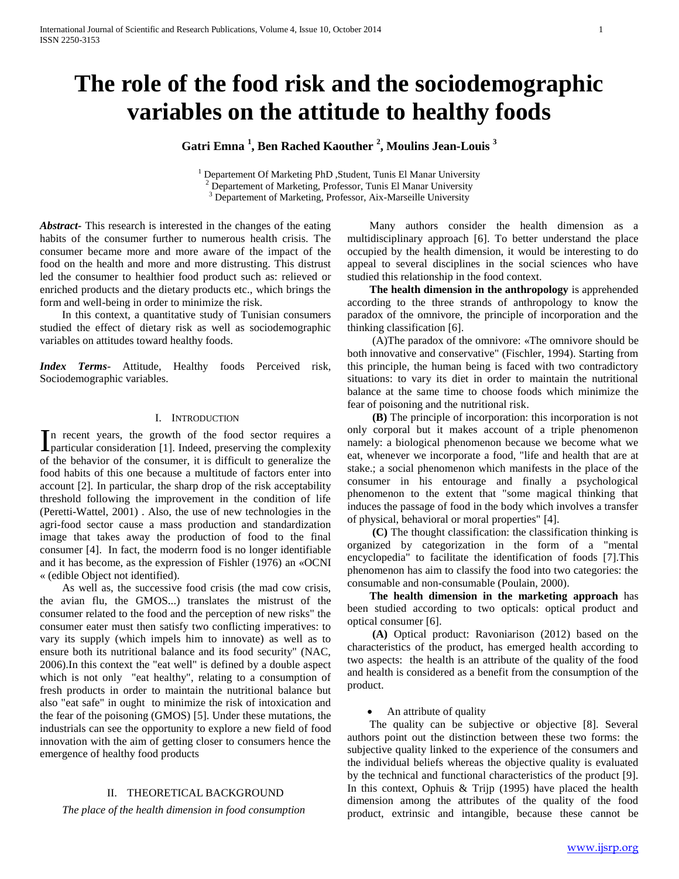# The role of the food risk and the sociodemographic variables on the attitude to healthy foods

**Gatri Emna [1], Ben Rached Kaouther [2], Moulins Jean-Louis [3]**

[1] Departement Of Marketing PhD ,Student, Tunis El Manar University
[2] Departement of Marketing, Professor, Tunis El Manar University
[3] Departement of Marketing, Professor, Aix-Marseille University

***Abstract***- This research is interested in the changes of the eating habits of the consumer further to numerous health crisis. The consumer became more and more aware of the impact of the food on the health and more and more distrusting. This distrust led the consumer to healthier food product such as: relieved or enriched products and the dietary products etc., which brings the form and well-being in order to minimize the risk.

In this context, a quantitative study of Tunisian consumers studied the effect of dietary risk as well as sociodemographic variables on attitudes toward healthy foods.

***Index Terms***- Attitude, Healthy foods Perceived risk, Sociodemographic variables.

## I. Introduction

In recent years, the growth of the food sector requires a particular consideration [1]. Indeed, preserving the complexity of the behavior of the consumer, it is difficult to generalize the food habits of this one because a multitude of factors enter into account [2]. In particular, the sharp drop of the risk acceptability threshold following the improvement in the condition of life (Peretti-Wattel, 2001) . Also, the use of new technologies in the agri-food sector cause a mass production and standardization image that takes away the production of food to the final consumer [4]. In fact, the moderrn food is no longer identifiable and it has become, as the expression of Fishler (1976) an «OCNI « (edible Object not identified).

As well as, the successive food crisis (the mad cow crisis, the avian flu, the GMOS...) translates the mistrust of the consumer related to the food and the perception of new risks" the consumer eater must then satisfy two conflicting imperatives: to vary its supply (which impels him to innovate) as well as to ensure both its nutritional balance and its food security" (NAC, 2006).In this context the "eat well" is defined by a double aspect which is not only "eat healthy", relating to a consumption of fresh products in order to maintain the nutritional balance but also "eat safe" in ought to minimize the risk of intoxication and the fear of the poisoning (GMOS) [5]. Under these mutations, the industrials can see the opportunity to explore a new field of food innovation with the aim of getting closer to consumers hence the emergence of healthy food products

## II. Theoretical Background

*The place of the health dimension in food consumption*

Many authors consider the health dimension as a multidisciplinary approach [6]. To better understand the place occupied by the health dimension, it would be interesting to do appeal to several disciplines in the social sciences who have studied this relationship in the food context.

**The health dimension in the anthropology** is apprehended according to the three strands of anthropology to know the paradox of the omnivore, the principle of incorporation and the thinking classification [6].

(A)The paradox of the omnivore: «The omnivore should be both innovative and conservative" (Fischler, 1994). Starting from this principle, the human being is faced with two contradictory situations: to vary its diet in order to maintain the nutritional balance at the same time to choose foods which minimize the fear of poisoning and the nutritional risk.

**(B)** The principle of incorporation: this incorporation is not only corporal but it makes account of a triple phenomenon namely: a biological phenomenon because we become what we eat, whenever we incorporate a food, "life and health that are at stake.; a social phenomenon which manifests in the place of the consumer in his entourage and finally a psychological phenomenon to the extent that "some magical thinking that induces the passage of food in the body which involves a transfer of physical, behavioral or moral properties" [4].

**(C)** The thought classification: the classification thinking is organized by categorization in the form of a "mental encyclopedia" to facilitate the identification of foods [7].This phenomenon has aim to classify the food into two categories: the consumable and non-consumable (Poulain, 2000).

**The health dimension in the marketing approach** has been studied according to two opticals: optical product and optical consumer [6].

**(A)** Optical product: Ravoniarison (2012) based on the characteristics of the product, has emerged health according to two aspects: the health is an attribute of the quality of the food and health is considered as a benefit from the consumption of the product.

- An attribute of quality

The quality can be subjective or objective [8]. Several authors point out the distinction between these two forms: the subjective quality linked to the experience of the consumers and the individual beliefs whereas the objective quality is evaluated by the technical and functional characteristics of the product [9]. In this context, Ophuis & Trijp (1995) have placed the health dimension among the attributes of the quality of the food product, extrinsic and intangible, because these cannot be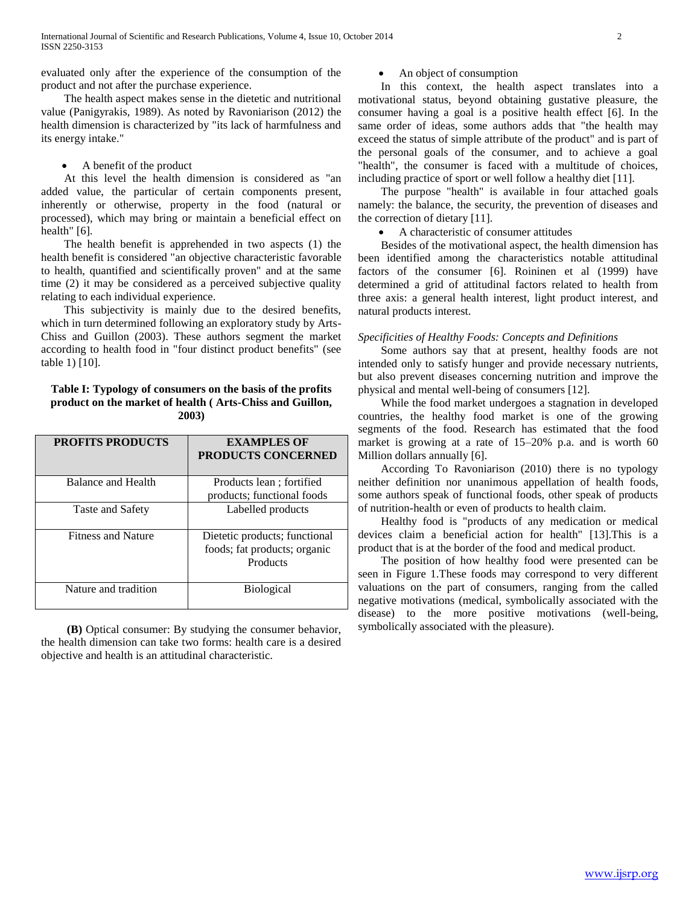evaluated only after the experience of the consumption of the product and not after the purchase experience.

The health aspect makes sense in the dietetic and nutritional value (Panigyrakis, 1989). As noted by Ravoniarison (2012) the health dimension is characterized by "its lack of harmfulness and its energy intake."

- A benefit of the product

At this level the health dimension is considered as "an added value, the particular of certain components present, inherently or otherwise, property in the food (natural or processed), which may bring or maintain a beneficial effect on health" [6].

The health benefit is apprehended in two aspects (1) the health benefit is considered "an objective characteristic favorable to health, quantified and scientifically proven" and at the same time (2) it may be considered as a perceived subjective quality relating to each individual experience.

This subjectivity is mainly due to the desired benefits, which in turn determined following an exploratory study by Arts-Chiss and Guillon (2003). These authors segment the market according to health food in "four distinct product benefits" (see table 1) [10].

**Table I: Typology of consumers on the basis of the profits product on the market of health ( Arts-Chiss and Guillon, 2003)**

| PROFITS PRODUCTS | EXAMPLES OF PRODUCTS CONCERNED |
|---|---|
| Balance and Health | Products lean ; fortified products; functional foods |
| Taste and Safety | Labelled products |
| Fitness and Nature | Dietetic products; functional foods; fat products; organic Products |
| Nature and tradition | Biological |

**(B)** Optical consumer: By studying the consumer behavior, the health dimension can take two forms: health care is a desired objective and health is an attitudinal characteristic.

- An object of consumption

In this context, the health aspect translates into a motivational status, beyond obtaining gustative pleasure, the consumer having a goal is a positive health effect [6]. In the same order of ideas, some authors adds that "the health may exceed the status of simple attribute of the product" and is part of the personal goals of the consumer, and to achieve a goal "health", the consumer is faced with a multitude of choices, including practice of sport or well follow a healthy diet [11].

The purpose "health" is available in four attached goals namely: the balance, the security, the prevention of diseases and the correction of dietary [11].

- A characteristic of consumer attitudes

Besides of the motivational aspect, the health dimension has been identified among the characteristics notable attitudinal factors of the consumer [6]. Roininen et al (1999) have determined a grid of attitudinal factors related to health from three axis: a general health interest, light product interest, and natural products interest.

*Specificities of Healthy Foods: Concepts and Definitions*

Some authors say that at present, healthy foods are not intended only to satisfy hunger and provide necessary nutrients, but also prevent diseases concerning nutrition and improve the physical and mental well-being of consumers [12].

While the food market undergoes a stagnation in developed countries, the healthy food market is one of the growing segments of the food. Research has estimated that the food market is growing at a rate of 15–20% p.a. and is worth 60 Million dollars annually [6].

According To Ravoniarison (2010) there is no typology neither definition nor unanimous appellation of health foods, some authors speak of functional foods, other speak of products of nutrition-health or even of products to health claim.

Healthy food is "products of any medication or medical devices claim a beneficial action for health" [13].This is a product that is at the border of the food and medical product.

The position of how healthy food were presented can be seen in Figure 1.These foods may correspond to very different valuations on the part of consumers, ranging from the called negative motivations (medical, symbolically associated with the disease) to the more positive motivations (well-being, symbolically associated with the pleasure).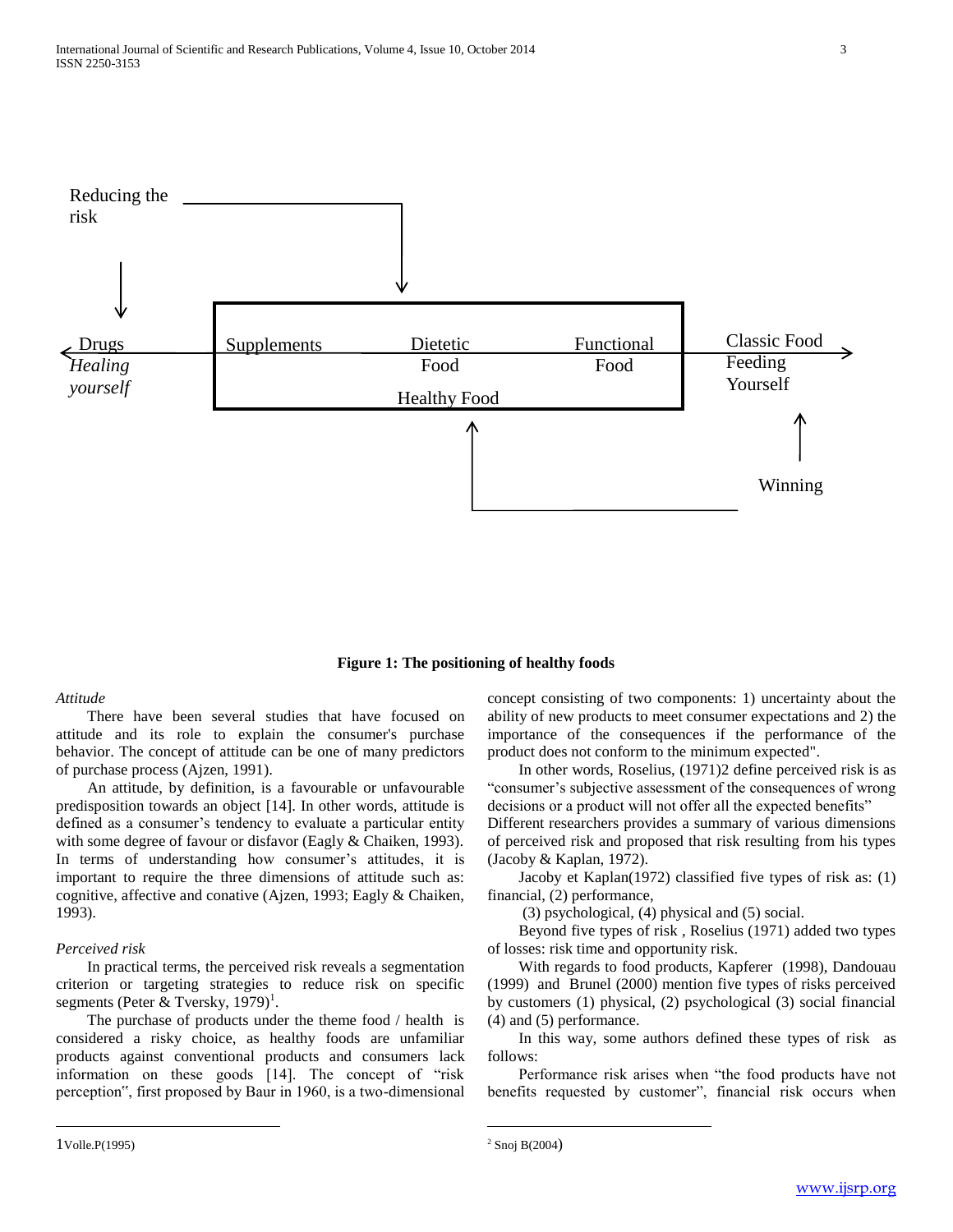Reducing the risk

Drugs *Healing yourself* | Supplements | Dietetic Food | Functional Food | Healthy Food | Classic Food Feeding Yourself

Winning

**Figure 1: The positioning of healthy foods**

*Attitude*

There have been several studies that have focused on attitude and its role to explain the consumer's purchase behavior. The concept of attitude can be one of many predictors of purchase process (Ajzen, 1991).

An attitude, by definition, is a favourable or unfavourable predisposition towards an object [14]. In other words, attitude is defined as a consumer's tendency to evaluate a particular entity with some degree of favour or disfavor (Eagly & Chaiken, 1993). In terms of understanding how consumer's attitudes, it is important to require the three dimensions of attitude such as: cognitive, affective and conative (Ajzen, 1993; Eagly & Chaiken, 1993).

*Perceived risk*

In practical terms, the perceived risk reveals a segmentation criterion or targeting strategies to reduce risk on specific segments (Peter & Tversky, 1979)[1].

The purchase of products under the theme food / health is considered a risky choice, as healthy foods are unfamiliar products against conventional products and consumers lack information on these goods [14]. The concept of "risk perception", first proposed by Baur in 1960, is a two-dimensional concept consisting of two components: 1) uncertainty about the ability of new products to meet consumer expectations and 2) the importance of the consequences if the performance of the product does not conform to the minimum expected".

In other words, Roselius, (1971)2 define perceived risk is as "consumer's subjective assessment of the consequences of wrong decisions or a product will not offer all the expected benefits" Different researchers provides a summary of various dimensions of perceived risk and proposed that risk resulting from his types (Jacoby & Kaplan, 1972).

Jacoby et Kaplan(1972) classified five types of risk as: (1) financial, (2) performance,

(3) psychological, (4) physical and (5) social.

Beyond five types of risk , Roselius (1971) added two types of losses: risk time and opportunity risk.

With regards to food products, Kapferer (1998), Dandouau (1999) and Brunel (2000) mention five types of risks perceived by customers (1) physical, (2) psychological (3) social financial (4) and (5) performance.

In this way, some authors defined these types of risk as follows:

Performance risk arises when "the food products have not benefits requested by customer", financial risk occurs when

---

1Volle.P(1995)

[2] Snoj B(2004)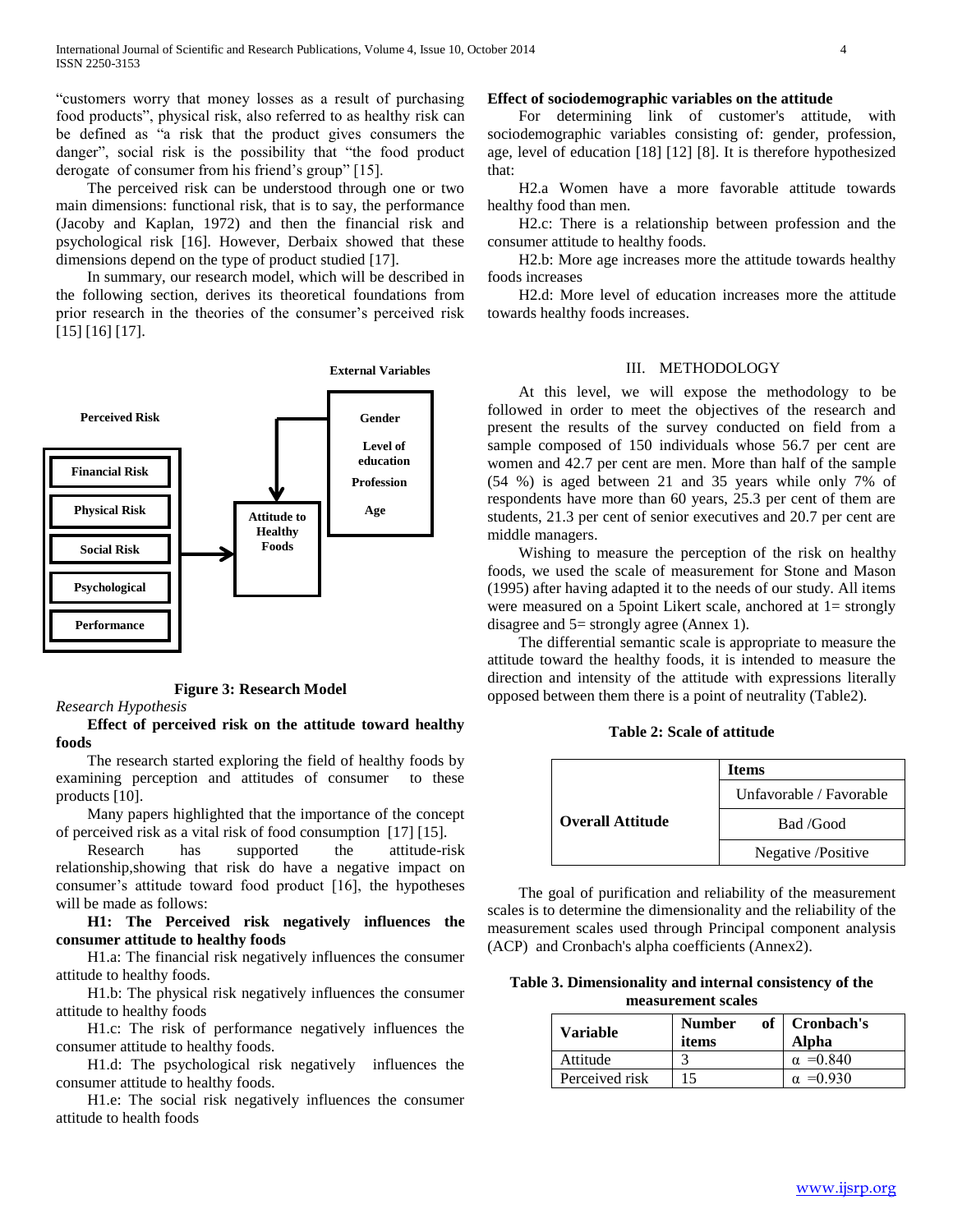"customers worry that money losses as a result of purchasing food products", physical risk, also referred to as healthy risk can be defined as "a risk that the product gives consumers the danger", social risk is the possibility that "the food product derogate of consumer from his friend's group" [15].

The perceived risk can be understood through one or two main dimensions: functional risk, that is to say, the performance (Jacoby and Kaplan, 1972) and then the financial risk and psychological risk [16]. However, Derbaix showed that these dimensions depend on the type of product studied [17].

In summary, our research model, which will be described in the following section, derives its theoretical foundations from prior research in the theories of the consumer's perceived risk [15] [16] [17].

**External Variables**

**Perceived Risk**

- Financial Risk
- Physical Risk
- Social Risk
- Psychological
- Performance

→ **Attitude to Healthy Foods** ← Gender, Level of education, Profession, Age

**Figure 3: Research Model**

*Research Hypothesis*

**Effect of perceived risk on the attitude toward healthy foods**

The research started exploring the field of healthy foods by examining perception and attitudes of consumer to these products [10].

Many papers highlighted that the importance of the concept of perceived risk as a vital risk of food consumption [17] [15].

Research has supported the attitude-risk relationship,showing that risk do have a negative impact on consumer's attitude toward food product [16], the hypotheses will be made as follows:

**H1: The Perceived risk negatively influences the consumer attitude to healthy foods**

H1.a: The financial risk negatively influences the consumer attitude to healthy foods.

H1.b: The physical risk negatively influences the consumer attitude to healthy foods

H1.c: The risk of performance negatively influences the consumer attitude to healthy foods.

H1.d: The psychological risk negatively influences the consumer attitude to healthy foods.

H1.e: The social risk negatively influences the consumer attitude to health foods

**Effect of sociodemographic variables on the attitude**

For determining link of customer's attitude, with sociodemographic variables consisting of: gender, profession, age, level of education [18] [12] [8]. It is therefore hypothesized that:

H2.a Women have a more favorable attitude towards healthy food than men.

H2.c: There is a relationship between profession and the consumer attitude to healthy foods.

H2.b: More age increases more the attitude towards healthy foods increases

H2.d: More level of education increases more the attitude towards healthy foods increases.

## III. METHODOLOGY

At this level, we will expose the methodology to be followed in order to meet the objectives of the research and present the results of the survey conducted on field from a sample composed of 150 individuals whose 56.7 per cent are women and 42.7 per cent are men. More than half of the sample (54 %) is aged between 21 and 35 years while only 7% of respondents have more than 60 years, 25.3 per cent of them are students, 21.3 per cent of senior executives and 20.7 per cent are middle managers.

Wishing to measure the perception of the risk on healthy foods, we used the scale of measurement for Stone and Mason (1995) after having adapted it to the needs of our study. All items were measured on a 5point Likert scale, anchored at 1= strongly disagree and 5= strongly agree (Annex 1).

The differential semantic scale is appropriate to measure the attitude toward the healthy foods, it is intended to measure the direction and intensity of the attitude with expressions literally opposed between them there is a point of neutrality (Table2).

**Table 2: Scale of attitude**

| | Items |
|---|---|
| **Overall Attitude** | Unfavorable / Favorable |
| | Bad /Good |
| | Negative /Positive |

The goal of purification and reliability of the measurement scales is to determine the dimensionality and the reliability of the measurement scales used through Principal component analysis (ACP) and Cronbach's alpha coefficients (Annex2).

**Table 3. Dimensionality and internal consistency of the measurement scales**

| Variable | Number of items | Cronbach's Alpha |
|---|---|---|
| Attitude | 3 | $\alpha$ =0.840 |
| Perceived risk | 15 | $\alpha$ =0.930 |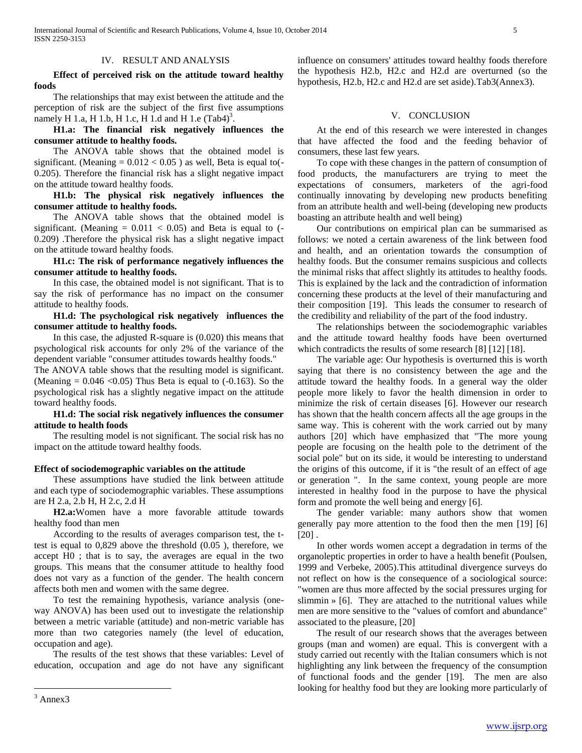## IV. RESULT AND ANALYSIS

**Effect of perceived risk on the attitude toward healthy foods**

The relationships that may exist between the attitude and the perception of risk are the subject of the first five assumptions namely H 1.a, H 1.b, H 1.c, H 1.d and H 1.e (Tab4)[3].

**H1.a: The financial risk negatively influences the consumer attitude to healthy foods.**

The ANOVA table shows that the obtained model is significant. (Meaning = 0.012 < 0.05 ) as well, Beta is equal to(-0.205). Therefore the financial risk has a slight negative impact on the attitude toward healthy foods.

**H1.b: The physical risk negatively influences the consumer attitude to healthy foods.**

The ANOVA table shows that the obtained model is significant. (Meaning = 0.011 < 0.05) and Beta is equal to (-0.209) .Therefore the physical risk has a slight negative impact on the attitude toward healthy foods.

**H1.c: The risk of performance negatively influences the consumer attitude to healthy foods.**

In this case, the obtained model is not significant. That is to say the risk of performance has no impact on the consumer attitude to healthy foods.

**H1.d: The psychological risk negatively influences the consumer attitude to healthy foods.**

In this case, the adjusted R-square is (0.020) this means that psychological risk accounts for only 2% of the variance of the dependent variable "consumer attitudes towards healthy foods."

The ANOVA table shows that the resulting model is significant. (Meaning = 0.046 <0.05) Thus Beta is equal to (-0.163). So the psychological risk has a slightly negative impact on the attitude toward healthy foods.

**H1.d: The social risk negatively influences the consumer attitude to health foods**

The resulting model is not significant. The social risk has no impact on the attitude toward healthy foods.

**Effect of sociodemographic variables on the attitude**

These assumptions have studied the link between attitude and each type of sociodemographic variables. These assumptions are H 2.a, 2.b H, H 2.c, 2.d H

**H2.a:**Women have a more favorable attitude towards healthy food than men

According to the results of averages comparison test, the t-test is equal to 0,829 above the threshold (0.05 ), therefore, we accept H0 ; that is to say, the averages are equal in the two groups. This means that the consumer attitude to healthy food does not vary as a function of the gender. The health concern affects both men and women with the same degree.

To test the remaining hypothesis, variance analysis (one-way ANOVA) has been used out to investigate the relationship between a metric variable (attitude) and non-metric variable has more than two categories namely (the level of education, occupation and age).

The results of the test shows that these variables: Level of education, occupation and age do not have any significant influence on consumers' attitudes toward healthy foods therefore the hypothesis H2.b, H2.c and H2.d are overturned (so the hypothesis, H2.b, H2.c and H2.d are set aside).Tab3(Annex3).

## V. CONCLUSION

At the end of this research we were interested in changes that have affected the food and the feeding behavior of consumers, these last few years.

To cope with these changes in the pattern of consumption of food products, the manufacturers are trying to meet the expectations of consumers, marketers of the agri-food continually innovating by developing new products benefiting from an attribute health and well-being (developing new products boasting an attribute health and well being)

Our contributions on empirical plan can be summarised as follows: we noted a certain awareness of the link between food and health, and an orientation towards the consumption of healthy foods. But the consumer remains suspicious and collects the minimal risks that affect slightly its attitudes to healthy foods. This is explained by the lack and the contradiction of information concerning these products at the level of their manufacturing and their composition [19]. This leads the consumer to research of the credibility and reliability of the part of the food industry.

The relationships between the sociodemographic variables and the attitude toward healthy foods have been overturned which contradicts the results of some research [8] [12] [18].

The variable age: Our hypothesis is overturned this is worth saying that there is no consistency between the age and the attitude toward the healthy foods. In a general way the older people more likely to favor the health dimension in order to minimize the risk of certain diseases [6]. However our research has shown that the health concern affects all the age groups in the same way. This is coherent with the work carried out by many authors [20] which have emphasized that "The more young people are focusing on the health pole to the detriment of the social pole" but on its side, it would be interesting to understand the origins of this outcome, if it is "the result of an effect of age or generation ". In the same context, young people are more interested in healthy food in the purpose to have the physical form and promote the well being and energy [6].

The gender variable: many authors show that women generally pay more attention to the food then the men [19] [6] [20] .

In other words women accept a degradation in terms of the organoleptic properties in order to have a health benefit (Poulsen, 1999 and Verbeke, 2005).This attitudinal divergence surveys do not reflect on how is the consequence of a sociological source: "women are thus more affected by the social pressures urging for slimmin » [6]. They are attached to the nutritional values while men are more sensitive to the "values of comfort and abundance" associated to the pleasure, [20]

The result of our research shows that the averages between groups (man and women) are equal. This is convergent with a study carried out recently with the Italian consumers which is not highlighting any link between the frequency of the consumption of functional foods and the gender [19]. The men are also looking for healthy food but they are looking more particularly of

[3] Annex3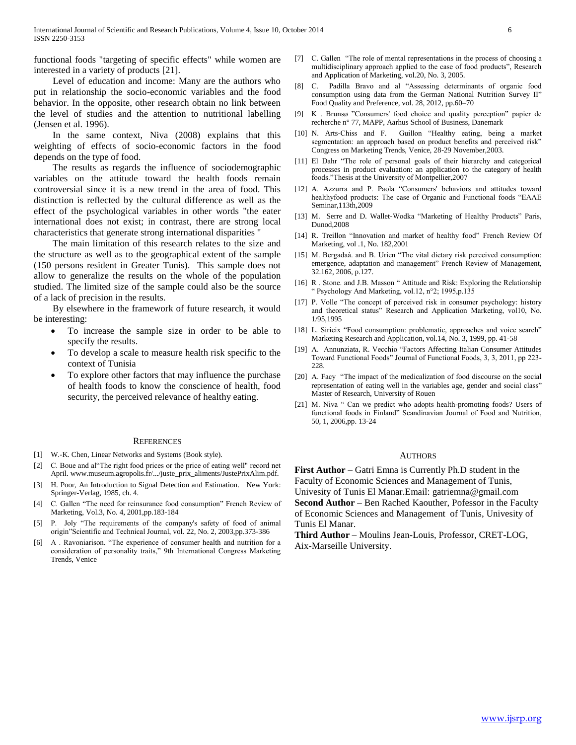functional foods "targeting of specific effects" while women are interested in a variety of products [21].

Level of education and income: Many are the authors who put in relationship the socio-economic variables and the food behavior. In the opposite, other research obtain no link between the level of studies and the attention to nutritional labelling (Jensen et al. 1996).

In the same context, Niva (2008) explains that this weighting of effects of socio-economic factors in the food depends on the type of food.

The results as regards the influence of sociodemographic variables on the attitude toward the health foods remain controversial since it is a new trend in the area of food. This distinction is reflected by the cultural difference as well as the effect of the psychological variables in other words "the eater international does not exist; in contrast, there are strong local characteristics that generate strong international disparities "

The main limitation of this research relates to the size and the structure as well as to the geographical extent of the sample (150 persons resident in Greater Tunis). This sample does not allow to generalize the results on the whole of the population studied. The limited size of the sample could also be the source of a lack of precision in the results.

By elsewhere in the framework of future research, it would be interesting:

- To increase the sample size in order to be able to specify the results.
- To develop a scale to measure health risk specific to the context of Tunisia
- To explore other factors that may influence the purchase of health foods to know the conscience of health, food security, the perceived relevance of healthy eating.

## References

[1] W.-K. Chen, Linear Networks and Systems (Book style).

[2] C. Boue and al"The right food prices or the price of eating well" record net April. www.museum.agropolis.fr/.../juste_prix_aliments/JustePrixAlim.pdf.

[3] H. Poor, An Introduction to Signal Detection and Estimation. New York: Springer-Verlag, 1985, ch. 4.

[4] C. Gallen "The need for reinsurance food consumption" French Review of Marketing, Vol.3, No. 4, 2001,pp.183-184

[5] P. Joly "The requirements of the company's safety of food of animal origin"Scientific and Technical Journal, vol. 22, No. 2, 2003,pp.373-386

[6] A . Ravoniarison. "The experience of consumer health and nutrition for a consideration of personality traits," 9th International Congress Marketing Trends, Venice

[7] C. Gallen "The role of mental representations in the process of choosing a multidisciplinary approach applied to the case of food products", Research and Application of Marketing, vol.20, No. 3, 2005.

[8] C. Padilla Bravo and al "Assessing determinants of organic food consumption using data from the German National Nutrition Survey II" Food Quality and Preference, vol. 28, 2012, pp.60–70

[9] K . Brunsø "Consumers' food choice and quality perception" papier de recherche n° 77, MAPP, Aarhus School of Business, Danemark

[10] N. Arts-Chiss and F. Guillon "Healthy eating, being a market segmentation: an approach based on product benefits and perceived risk" Congress on Marketing Trends, Venice, 28-29 November,2003.

[11] El Dahr "The role of personal goals of their hierarchy and categorical processes in product evaluation: an application to the category of health foods."Thesis at the University of Montpellier,2007

[12] A. Azzurra and P. Paola "Consumers' behaviors and attitudes toward healthyfood products: The case of Organic and Functional foods "EAAE Seminar,113th,2009

[13] M. Serre and D. Wallet-Wodka "Marketing of Healthy Products" Paris, Dunod,2008

[14] R. Treillon "Innovation and market of healthy food" French Review Of Marketing, vol .1, No. 182,2001

[15] M. Bergadaà. and B. Urien "The vital dietary risk perceived consumption: emergence, adaptation and management" French Review of Management, 32.162, 2006, p.127.

[16] R . Stone. and J.B. Masson " Attitude and Risk: Exploring the Relationship " Psychology And Marketing, vol.12, n°2; 1995,p.135

[17] P. Volle "The concept of perceived risk in consumer psychology: history and theoretical status" Research and Application Marketing, vol10, No. 1/95,1995

[18] L. Sirieix "Food consumption: problematic, approaches and voice search" Marketing Research and Application, vol.14, No. 3, 1999, pp. 41-58

[19] A. Annunziata, R. Vecchio "Factors Affecting Italian Consumer Attitudes Toward Functional Foods" Journal of Functional Foods, 3, 3, 2011, pp 223-228.

[20] A. Facy "The impact of the medicalization of food discourse on the social representation of eating well in the variables age, gender and social class" Master of Research, University of Rouen

[21] M. Niva " Can we predict who adopts health-promoting foods? Users of functional foods in Finland" Scandinavian Journal of Food and Nutrition, 50, 1, 2006,pp. 13-24

## Authors

**First Author** – Gatri Emna is Currently Ph.D student in the Faculty of Economic Sciences and Management of Tunis, Univesity of Tunis El Manar.Email: gatriemna@gmail.com

**Second Author** – Ben Rached Kaouther, Pofessor in the Faculty of Economic Sciences and Management of Tunis, Univesity of Tunis El Manar.

**Third Author** – Moulins Jean-Louis, Professor, CRET-LOG, Aix-Marseille University.